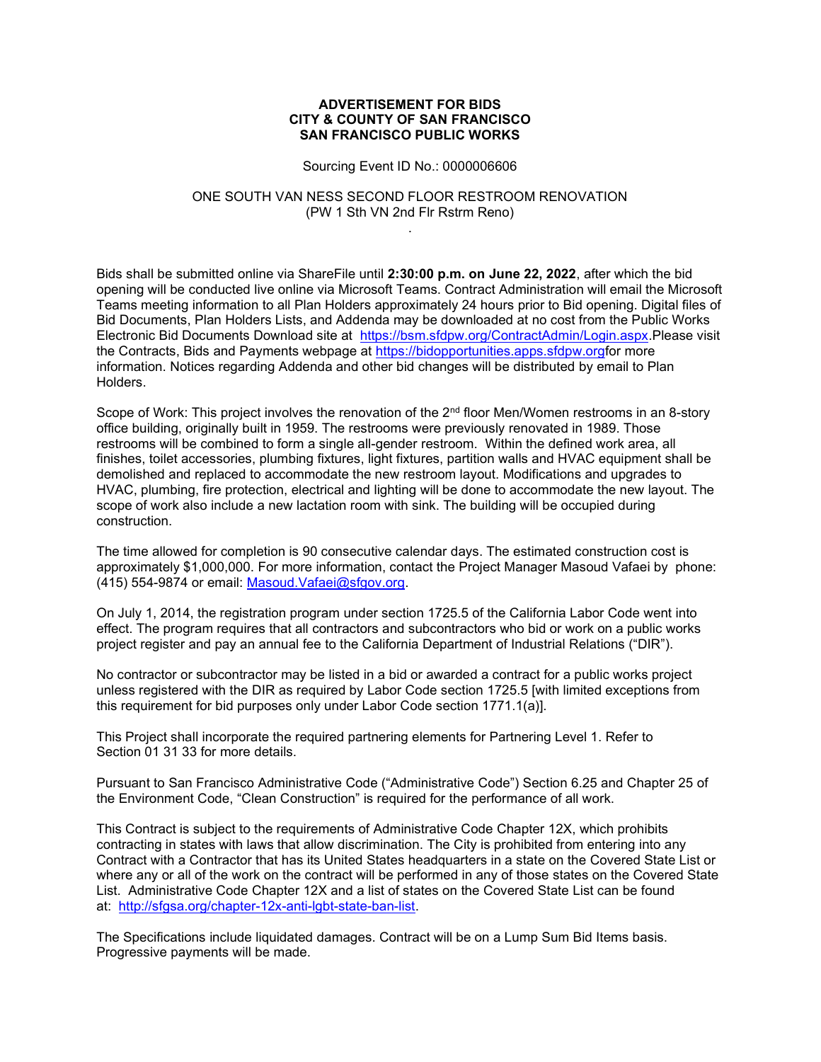**ADVERTISEMENT FOR BIDS**
**CITY & COUNTY OF SAN FRANCISCO**
**SAN FRANCISCO PUBLIC WORKS**

Sourcing Event ID No.: 0000006606

ONE SOUTH VAN NESS SECOND FLOOR RESTROOM RENOVATION
(PW 1 Sth VN 2nd Flr Rstrm Reno)

.

Bids shall be submitted online via ShareFile until **2:30:00 p.m. on June 22, 2022**, after which the bid opening will be conducted live online via Microsoft Teams. Contract Administration will email the Microsoft Teams meeting information to all Plan Holders approximately 24 hours prior to Bid opening. Digital files of Bid Documents, Plan Holders Lists, and Addenda may be downloaded at no cost from the Public Works Electronic Bid Documents Download site at https://bsm.sfdpw.org/ContractAdmin/Login.aspx.Please visit the Contracts, Bids and Payments webpage at https://bidopportunities.apps.sfdpw.orgfor more information. Notices regarding Addenda and other bid changes will be distributed by email to Plan Holders.

Scope of Work: This project involves the renovation of the 2nd floor Men/Women restrooms in an 8-story office building, originally built in 1959. The restrooms were previously renovated in 1989. Those restrooms will be combined to form a single all-gender restroom. Within the defined work area, all finishes, toilet accessories, plumbing fixtures, light fixtures, partition walls and HVAC equipment shall be demolished and replaced to accommodate the new restroom layout. Modifications and upgrades to HVAC, plumbing, fire protection, electrical and lighting will be done to accommodate the new layout. The scope of work also include a new lactation room with sink. The building will be occupied during construction.

The time allowed for completion is 90 consecutive calendar days. The estimated construction cost is approximately $1,000,000. For more information, contact the Project Manager Masoud Vafaei by phone: (415) 554-9874 or email: Masoud.Vafaei@sfgov.org.

On July 1, 2014, the registration program under section 1725.5 of the California Labor Code went into effect. The program requires that all contractors and subcontractors who bid or work on a public works project register and pay an annual fee to the California Department of Industrial Relations ("DIR").

No contractor or subcontractor may be listed in a bid or awarded a contract for a public works project unless registered with the DIR as required by Labor Code section 1725.5 [with limited exceptions from this requirement for bid purposes only under Labor Code section 1771.1(a)].

This Project shall incorporate the required partnering elements for Partnering Level 1. Refer to Section 01 31 33 for more details.

Pursuant to San Francisco Administrative Code ("Administrative Code") Section 6.25 and Chapter 25 of the Environment Code, "Clean Construction" is required for the performance of all work.

This Contract is subject to the requirements of Administrative Code Chapter 12X, which prohibits contracting in states with laws that allow discrimination. The City is prohibited from entering into any Contract with a Contractor that has its United States headquarters in a state on the Covered State List or where any or all of the work on the contract will be performed in any of those states on the Covered State List. Administrative Code Chapter 12X and a list of states on the Covered State List can be found at: http://sfgsa.org/chapter-12x-anti-lgbt-state-ban-list.

The Specifications include liquidated damages. Contract will be on a Lump Sum Bid Items basis. Progressive payments will be made.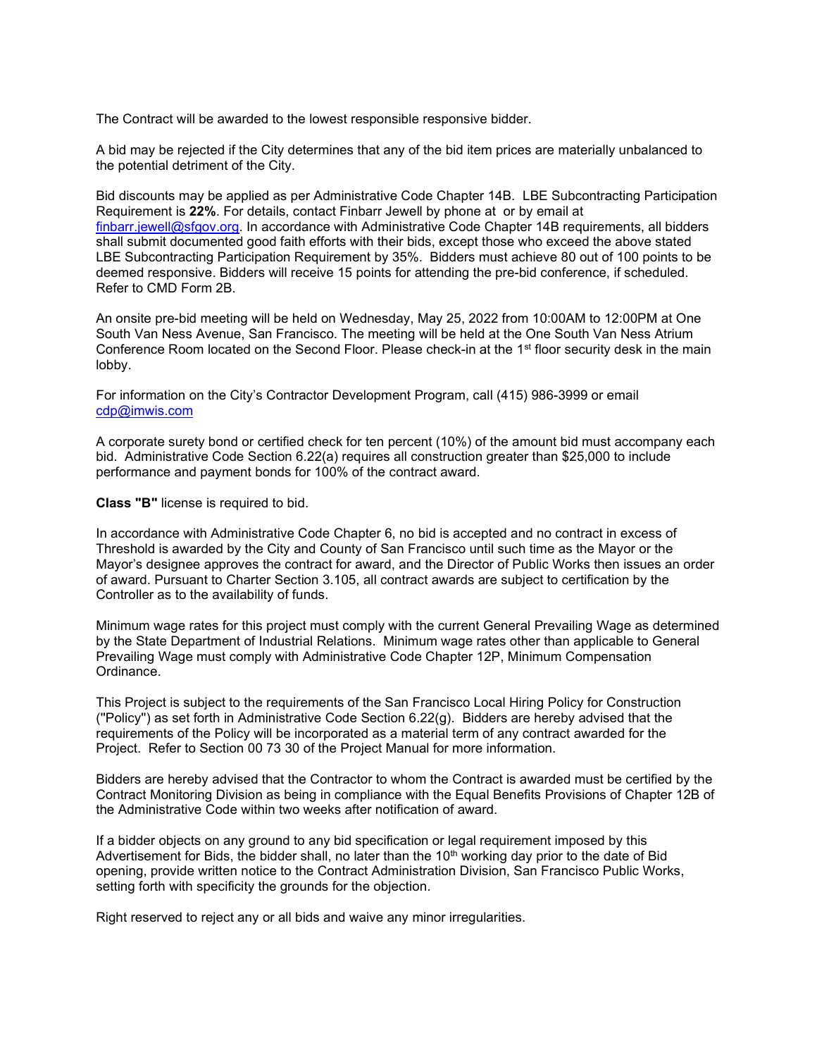The Contract will be awarded to the lowest responsible responsive bidder.

A bid may be rejected if the City determines that any of the bid item prices are materially unbalanced to the potential detriment of the City.

Bid discounts may be applied as per Administrative Code Chapter 14B. LBE Subcontracting Participation Requirement is **22%**. For details, contact Finbarr Jewell by phone at or by email at [finbarr.jewell@sfgov.org](mailto:finbarr.jewell@sfgov.org). In accordance with Administrative Code Chapter 14B requirements, all bidders shall submit documented good faith efforts with their bids, except those who exceed the above stated LBE Subcontracting Participation Requirement by 35%. Bidders must achieve 80 out of 100 points to be deemed responsive. Bidders will receive 15 points for attending the pre-bid conference, if scheduled. Refer to CMD Form 2B.

An onsite pre-bid meeting will be held on Wednesday, May 25, 2022 from 10:00AM to 12:00PM at One South Van Ness Avenue, San Francisco. The meeting will be held at the One South Van Ness Atrium Conference Room located on the Second Floor. Please check-in at the 1st floor security desk in the main lobby.

For information on the City's Contractor Development Program, call (415) 986-3999 or email [cdp@imwis.com](mailto:cdp@imwis.com)

A corporate surety bond or certified check for ten percent (10%) of the amount bid must accompany each bid. Administrative Code Section 6.22(a) requires all construction greater than $25,000 to include performance and payment bonds for 100% of the contract award.

**Class "B"** license is required to bid.

In accordance with Administrative Code Chapter 6, no bid is accepted and no contract in excess of Threshold is awarded by the City and County of San Francisco until such time as the Mayor or the Mayor's designee approves the contract for award, and the Director of Public Works then issues an order of award. Pursuant to Charter Section 3.105, all contract awards are subject to certification by the Controller as to the availability of funds.

Minimum wage rates for this project must comply with the current General Prevailing Wage as determined by the State Department of Industrial Relations. Minimum wage rates other than applicable to General Prevailing Wage must comply with Administrative Code Chapter 12P, Minimum Compensation Ordinance.

This Project is subject to the requirements of the San Francisco Local Hiring Policy for Construction ("Policy") as set forth in Administrative Code Section 6.22(g). Bidders are hereby advised that the requirements of the Policy will be incorporated as a material term of any contract awarded for the Project. Refer to Section 00 73 30 of the Project Manual for more information.

Bidders are hereby advised that the Contractor to whom the Contract is awarded must be certified by the Contract Monitoring Division as being in compliance with the Equal Benefits Provisions of Chapter 12B of the Administrative Code within two weeks after notification of award.

If a bidder objects on any ground to any bid specification or legal requirement imposed by this Advertisement for Bids, the bidder shall, no later than the 10th working day prior to the date of Bid opening, provide written notice to the Contract Administration Division, San Francisco Public Works, setting forth with specificity the grounds for the objection.

Right reserved to reject any or all bids and waive any minor irregularities.